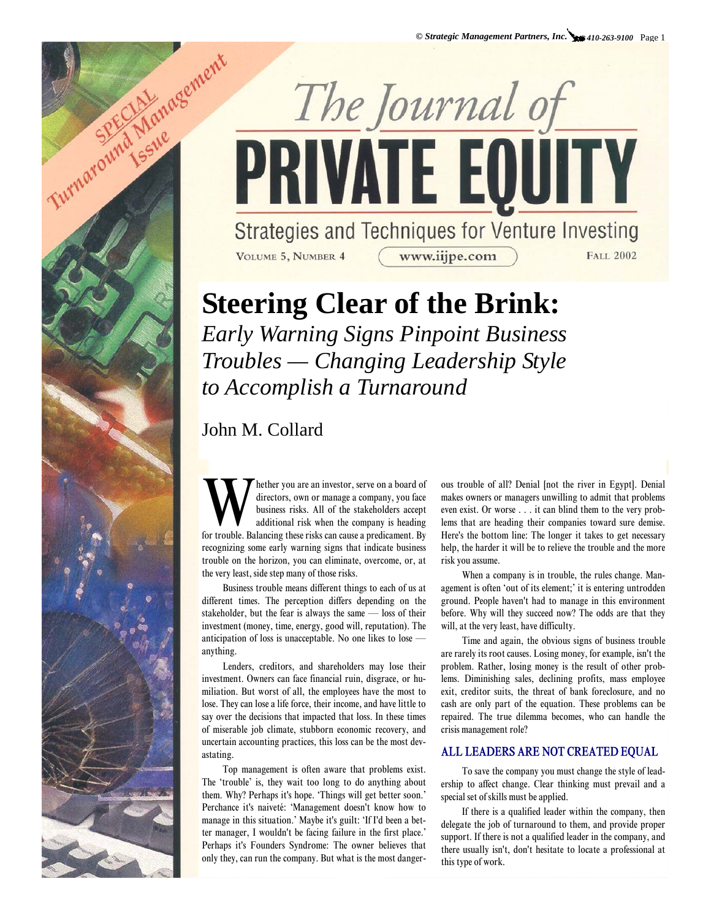SPECIAL Turnaround Management Issue

# The Journal of PRIVATE EQUITY

Strategies and Techniques for Venture Investing

VOLUME 5, NUMBER 4 www.iijpe.com FALL 2002

# Steering Clear of the Brink:

*Early Warning Signs Pinpoint Business Troubles — Changing Leadership Style to Accomplish a Turnaround*

John M. Collard

Whether you are an investor, serve on a board of directors, own or manage a company, you face business risks. All of the stakeholders accept additional risk when the company is heading for trouble. Balancing these risks can cause a predicament. By recognizing some early warning signs that indicate business trouble on the horizon, you can eliminate, overcome, or, at the very least, side step many of those risks.

Business trouble means different things to each of us at different times. The perception differs depending on the stakeholder, but the fear is always the same — loss of their investment (money, time, energy, good will, reputation). The anticipation of loss is unacceptable. No one likes to lose — anything.

Lenders, creditors, and shareholders may lose their investment. Owners can face financial ruin, disgrace, or humiliation. But worst of all, the employees have the most to lose. They can lose a life force, their income, and have little to say over the decisions that impacted that loss. In these times of miserable job climate, stubborn economic recovery, and uncertain accounting practices, this loss can be the most devastating.

Top management is often aware that problems exist. The 'trouble' is, they wait too long to do anything about them. Why? Perhaps it's hope. 'Things will get better soon.' Perchance it's naiveté: 'Management doesn't know how to manage in this situation.' Maybe it's guilt: 'If I'd been a better manager, I wouldn't be facing failure in the first place.' Perhaps it's Founders Syndrome: The owner believes that only they, can run the company. But what is the most dangerous trouble of all? Denial [not the river in Egypt]. Denial makes owners or managers unwilling to admit that problems even exist. Or worse . . . it can blind them to the very problems that are heading their companies toward sure demise. Here's the bottom line: The longer it takes to get necessary help, the harder it will be to relieve the trouble and the more risk you assume.

When a company is in trouble, the rules change. Management is often 'out of its element;' it is entering untrodden ground. People haven't had to manage in this environment before. Why will they succeed now? The odds are that they will, at the very least, have difficulty.

Time and again, the obvious signs of business trouble are rarely its root causes. Losing money, for example, isn't the problem. Rather, losing money is the result of other problems. Diminishing sales, declining profits, mass employee exit, creditor suits, the threat of bank foreclosure, and no cash are only part of the equation. These problems can be repaired. The true dilemma becomes, who can handle the crisis management role?

## ALL LEADERS ARE NOT CREATED EQUAL

To save the company you must change the style of leadership to affect change. Clear thinking must prevail and a special set of skills must be applied.

If there is a qualified leader within the company, then delegate the job of turnaround to them, and provide proper support. If there is not a qualified leader in the company, and there usually isn't, don't hesitate to locate a professional at this type of work.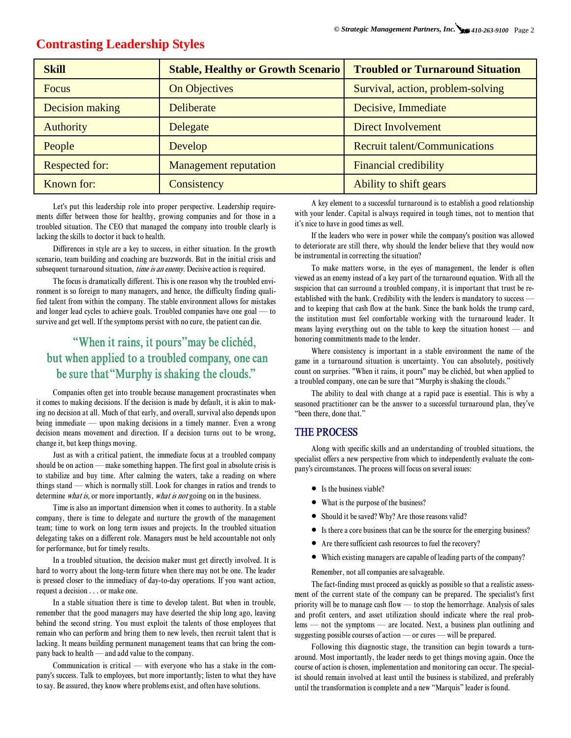## Contrasting Leadership Styles

| Skill | Stable, Healthy or Growth Scenario | Troubled or Turnaround Situation |
|---|---|---|
| Focus | On Objectives | Survival, action, problem-solving |
| Decision making | Deliberate | Decisive, Immediate |
| Authority | Delegate | Direct Involvement |
| People | Develop | Recruit talent/Communications |
| Respected for: | Management reputation | Financial credibility |
| Known for: | Consistency | Ability to shift gears |

Let's put this leadership role into proper perspective. Leadership requirements differ between those for healthy, growing companies and for those in a troubled situation. The CEO that managed the company into trouble clearly is lacking the skills to doctor it back to health.

Differences in style are a key to success, in either situation. In the growth scenario, team building and coaching are buzzwords. But in the initial crisis and subsequent turnaround situation, *time is an enemy*. Decisive action is required.

The focus is dramatically different. This is one reason why the troubled environment is so foreign to many managers, and hence, the difficulty finding qualified talent from within the company. The stable environment allows for mistakes and longer lead cycles to achieve goals. Troubled companies have one goal — to survive and get well. If the symptoms persist with no cure, the patient can die.

> "When it rains, it pours" may be clichéd, but when applied to a troubled company, one can be sure that "Murphy is shaking the clouds."

Companies often get into trouble because management procrastinates when it comes to making decisions. If the decision is made by default, it is akin to making no decision at all. Much of that early, and overall, survival also depends upon being immediate — upon making decisions in a timely manner. Even a wrong decision means movement and direction. If a decision turns out to be wrong, change it, but keep things moving.

Just as with a critical patient, the immediate focus at a troubled company should be on action — make something happen. The first goal in absolute crisis is to stabilize and buy time. After calming the waters, take a reading on where things stand — which is normally still. Look for changes in ratios and trends to determine *what is*, or more importantly, *what is not* going on in the business.

Time is also an important dimension when it comes to authority. In a stable company, there is time to delegate and nurture the growth of the management team; time to work on long term issues and projects. In the troubled situation delegating takes on a different role. Managers must be held accountable not only for performance, but for timely results.

In a troubled situation, the decision maker must get directly involved. It is hard to worry about the long-term future when there may not be one. The leader is pressed closer to the immediacy of day-to-day operations. If you want action, request a decision . . . or make one.

In a stable situation there is time to develop talent. But when in trouble, remember that the good managers may have deserted the ship long ago, leaving behind the second string. You must exploit the talents of those employees that remain who can perform and bring them to new levels, then recruit talent that is lacking. It means building permanent management teams that can bring the company back to health — and add value to the company.

Communication is critical — with everyone who has a stake in the company's success. Talk to employees, but more importantly; listen to what they have to say. Be assured, they know where problems exist, and often have solutions.

A key element to a successful turnaround is to establish a good relationship with your lender. Capital is always required in tough times, not to mention that it's nice to have in good times as well.

If the leaders who were in power while the company's position was allowed to deteriorate are still there, why should the lender believe that they would now be instrumental in correcting the situation?

To make matters worse, in the eyes of management, the lender is often viewed as an enemy instead of a key part of the turnaround equation. With all the suspicion that can surround a troubled company, it is important that trust be re-established with the bank. Credibility with the lenders is mandatory to success — and to keeping that cash flow at the bank. Since the bank holds the trump card, the institution must feel comfortable working with the turnaround leader. It means laying everything out on the table to keep the situation honest — and honoring commitments made to the lender.

Where consistency is important in a stable environment the name of the game in a turnaround situation is uncertainty. You can absolutely, positively count on surprises. "When it rains, it pours" may be clichéd, but when applied to a troubled company, one can be sure that "Murphy is shaking the clouds."

The ability to deal with change at a rapid pace is essential. This is why a seasoned practitioner can be the answer to a successful turnaround plan, they've "been there, done that."

### THE PROCESS

Along with specific skills and an understanding of troubled situations, the specialist offers a new perspective from which to independently evaluate the company's circumstances. The process will focus on several issues:

- Is the business viable?
- What is the purpose of the business?
- Should it be saved? Why? Are those reasons valid?
- Is there a core business that can be the source for the emerging business?
- Are there sufficient cash resources to fuel the recovery?
- Which existing managers are capable of leading parts of the company?

Remember, not all companies are salvageable.

The fact-finding must proceed as quickly as possible so that a realistic assessment of the current state of the company can be prepared. The specialist's first priority will be to manage cash flow — to stop the hemorrhage. Analysis of sales and profit centers, and asset utilization should indicate where the real problems — not the symptoms — are located. Next, a business plan outlining and suggesting possible courses of action — or cures — will be prepared.

Following this diagnostic stage, the transition can begin towards a turnaround. Most importantly, the leader needs to get things moving again. Once the course of action is chosen, implementation and monitoring can occur. The specialist should remain involved at least until the business is stabilized, and preferably until the transformation is complete and a new "Marquis" leader is found.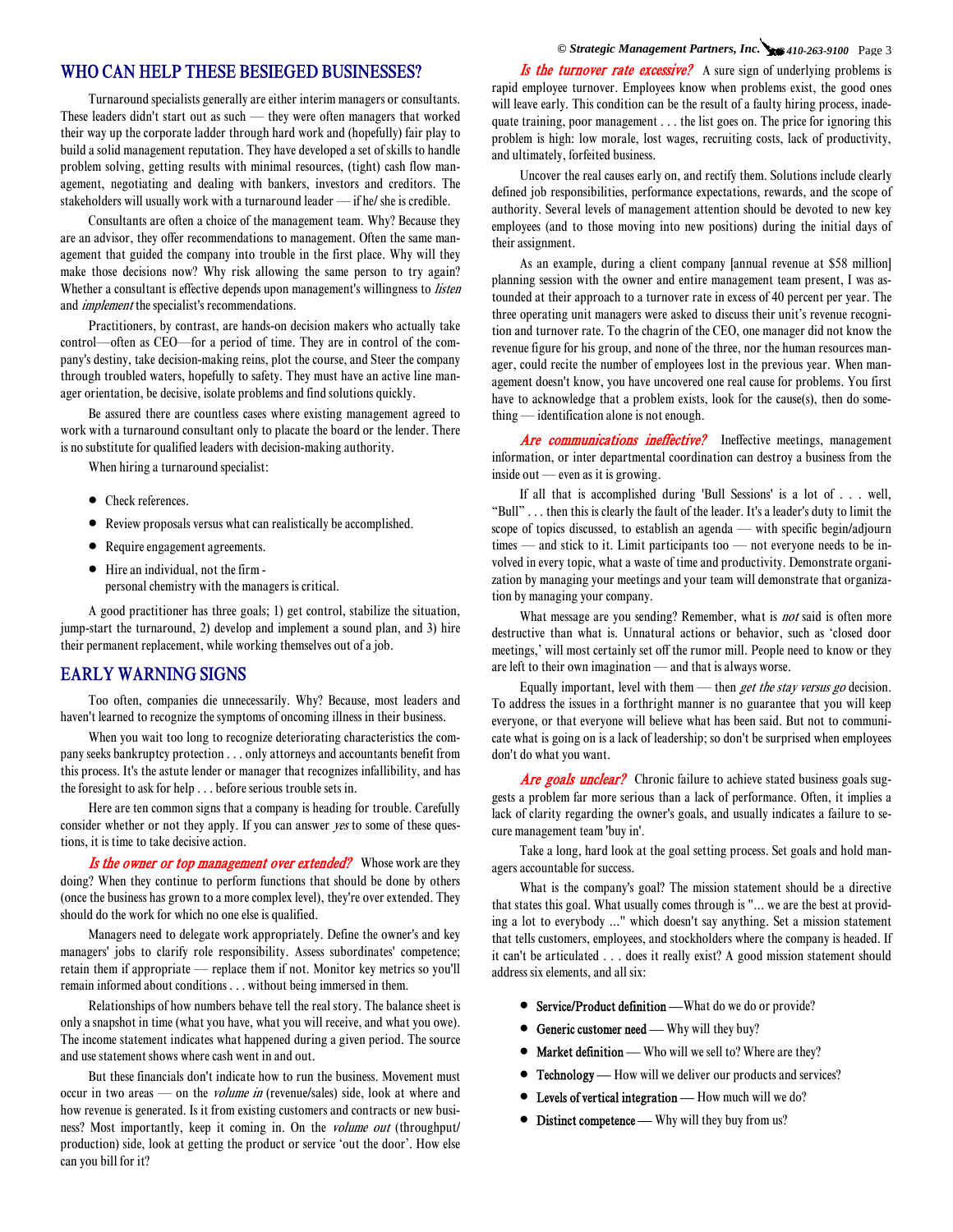## WHO CAN HELP THESE BESIEGED BUSINESSES?

Turnaround specialists generally are either interim managers or consultants. These leaders didn't start out as such — they were often managers that worked their way up the corporate ladder through hard work and (hopefully) fair play to build a solid management reputation. They have developed a set of skills to handle problem solving, getting results with minimal resources, (tight) cash flow management, negotiating and dealing with bankers, investors and creditors. The stakeholders will usually work with a turnaround leader — if he/ she is credible.

Consultants are often a choice of the management team. Why? Because they are an advisor, they offer recommendations to management. Often the same management that guided the company into trouble in the first place. Why will they make those decisions now? Why risk allowing the same person to try again? Whether a consultant is effective depends upon management's willingness to *listen* and *implement* the specialist's recommendations.

Practitioners, by contrast, are hands-on decision makers who actually take control—often as CEO—for a period of time. They are in control of the company's destiny, take decision-making reins, plot the course, and Steer the company through troubled waters, hopefully to safety. They must have an active line manager orientation, be decisive, isolate problems and find solutions quickly.

Be assured there are countless cases where existing management agreed to work with a turnaround consultant only to placate the board or the lender. There is no substitute for qualified leaders with decision-making authority.

When hiring a turnaround specialist:

- Check references.
- Review proposals versus what can realistically be accomplished.
- Require engagement agreements.
- Hire an individual, not the firm - personal chemistry with the managers is critical.

A good practitioner has three goals; 1) get control, stabilize the situation, jump-start the turnaround, 2) develop and implement a sound plan, and 3) hire their permanent replacement, while working themselves out of a job.

## EARLY WARNING SIGNS

Too often, companies die unnecessarily. Why? Because, most leaders and haven't learned to recognize the symptoms of oncoming illness in their business.

When you wait too long to recognize deteriorating characteristics the company seeks bankruptcy protection . . . only attorneys and accountants benefit from this process. It's the astute lender or manager that recognizes infallibility, and has the foresight to ask for help . . . before serious trouble sets in.

Here are ten common signs that a company is heading for trouble. Carefully consider whether or not they apply. If you can answer *yes* to some of these questions, it is time to take decisive action.

*Is the owner or top management over extended?* Whose work are they doing? When they continue to perform functions that should be done by others (once the business has grown to a more complex level), they're over extended. They should do the work for which no one else is qualified.

Managers need to delegate work appropriately. Define the owner's and key managers' jobs to clarify role responsibility. Assess subordinates' competence; retain them if appropriate — replace them if not. Monitor key metrics so you'll remain informed about conditions . . . without being immersed in them.

Relationships of how numbers behave tell the real story. The balance sheet is only a snapshot in time (what you have, what you will receive, and what you owe). The income statement indicates what happened during a given period. The source and use statement shows where cash went in and out.

But these financials don't indicate how to run the business. Movement must occur in two areas — on the *volume in* (revenue/sales) side, look at where and how revenue is generated. Is it from existing customers and contracts or new business? Most importantly, keep it coming in. On the *volume out* (throughput/ production) side, look at getting the product or service 'out the door'. How else can you bill for it?

*Is the turnover rate excessive?* A sure sign of underlying problems is rapid employee turnover. Employees know when problems exist, the good ones will leave early. This condition can be the result of a faulty hiring process, inadequate training, poor management . . . the list goes on. The price for ignoring this problem is high: low morale, lost wages, recruiting costs, lack of productivity, and ultimately, forfeited business.

Uncover the real causes early on, and rectify them. Solutions include clearly defined job responsibilities, performance expectations, rewards, and the scope of authority. Several levels of management attention should be devoted to new key employees (and to those moving into new positions) during the initial days of their assignment.

As an example, during a client company [annual revenue at $58 million] planning session with the owner and entire management team present, I was astounded at their approach to a turnover rate in excess of 40 percent per year. The three operating unit managers were asked to discuss their unit's revenue recognition and turnover rate. To the chagrin of the CEO, one manager did not know the revenue figure for his group, and none of the three, nor the human resources manager, could recite the number of employees lost in the previous year. When management doesn't know, you have uncovered one real cause for problems. You first have to acknowledge that a problem exists, look for the cause(s), then do something — identification alone is not enough.

*Are communications ineffective?* Ineffective meetings, management information, or inter departmental coordination can destroy a business from the inside out — even as it is growing.

If all that is accomplished during 'Bull Sessions' is a lot of . . . well, "Bull" . . . then this is clearly the fault of the leader. It's a leader's duty to limit the scope of topics discussed, to establish an agenda — with specific begin/adjourn times — and stick to it. Limit participants too — not everyone needs to be involved in every topic, what a waste of time and productivity. Demonstrate organization by managing your meetings and your team will demonstrate that organization by managing your company.

What message are you sending? Remember, what is *not* said is often more destructive than what is. Unnatural actions or behavior, such as 'closed door meetings,' will most certainly set off the rumor mill. People need to know or they are left to their own imagination — and that is always worse.

Equally important, level with them — then *get the stay versus go* decision. To address the issues in a forthright manner is no guarantee that you will keep everyone, or that everyone will believe what has been said. But not to communicate what is going on is a lack of leadership; so don't be surprised when employees don't do what you want.

*Are goals unclear?* Chronic failure to achieve stated business goals suggests a problem far more serious than a lack of performance. Often, it implies a lack of clarity regarding the owner's goals, and usually indicates a failure to secure management team 'buy in'.

Take a long, hard look at the goal setting process. Set goals and hold managers accountable for success.

What is the company's goal? The mission statement should be a directive that states this goal. What usually comes through is "... we are the best at providing a lot to everybody ..." which doesn't say anything. Set a mission statement that tells customers, employees, and stockholders where the company is headed. If it can't be articulated . . . does it really exist? A good mission statement should address six elements, and all six:

- **Service/Product definition** — What do we do or provide?
- **Generic customer need** — Why will they buy?
- **Market definition** — Who will we sell to? Where are they?
- **Technology** — How will we deliver our products and services?
- **Levels of vertical integration** — How much will we do?
- **Distinct competence** — Why will they buy from us?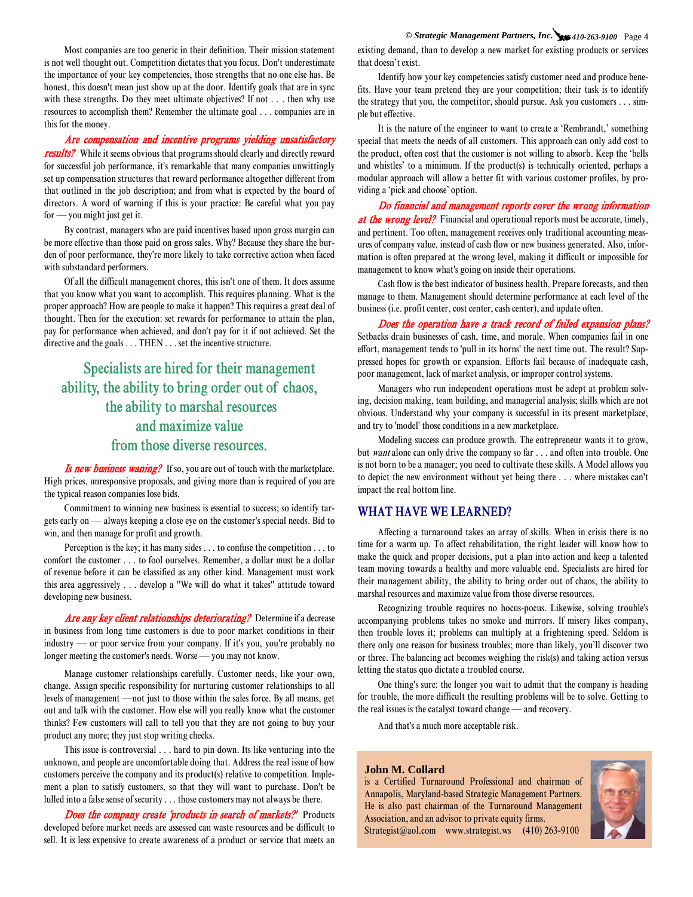Most companies are too generic in their definition. Their mission statement is not well thought out. Competition dictates that you focus. Don't underestimate the importance of your key competencies, those strengths that no one else has. Be honest, this doesn't mean just show up at the door. Identify goals that are in sync with these strengths. Do they meet ultimate objectives? If not . . . then why use resources to accomplish them? Remember the ultimate goal . . . companies are in this for the money.

***Are compensation and incentive programs yielding unsatisfactory results?*** While it seems obvious that programs should clearly and directly reward for successful job performance, it's remarkable that many companies unwittingly set up compensation structures that reward performance altogether different from that outlined in the job description; and from what is expected by the board of directors. A word of warning if this is your practice: Be careful what you pay for — you might just get it.

By contrast, managers who are paid incentives based upon gross margin can be more effective than those paid on gross sales. Why? Because they share the burden of poor performance, they're more likely to take corrective action when faced with substandard performers.

Of all the difficult management chores, this isn't one of them. It does assume that you know what you want to accomplish. This requires planning. What is the proper approach? How are people to make it happen? This requires a great deal of thought. Then for the execution: set rewards for performance to attain the plan, pay for performance when achieved, and don't pay for it if not achieved. Set the directive and the goals . . . THEN . . . set the incentive structure.

> Specialists are hired for their management ability, the ability to bring order out of chaos, the ability to marshal resources and maximize value from those diverse resources.

***Is new business waning?*** If so, you are out of touch with the marketplace. High prices, unresponsive proposals, and giving more than is required of you are the typical reason companies lose bids.

Commitment to winning new business is essential to success; so identify targets early on — always keeping a close eye on the customer's special needs. Bid to win, and then manage for profit and growth.

Perception is the key; it has many sides . . . to confuse the competition . . . to comfort the customer . . . to fool ourselves. Remember, a dollar must be a dollar of revenue before it can be classified as any other kind. Management must work this area aggressively . . . develop a "We will do what it takes" attitude toward developing new business.

***Are any key client relationships deteriorating?*** Determine if a decrease in business from long time customers is due to poor market conditions in their industry — or poor service from your company. If it's you, you're probably no longer meeting the customer's needs. Worse — you may not know.

Manage customer relationships carefully. Customer needs, like your own, change. Assign specific responsibility for nurturing customer relationships to all levels of management —not just to those within the sales force. By all means, get out and talk with the customer. How else will you really know what the customer thinks? Few customers will call to tell you that they are not going to buy your product any more; they just stop writing checks.

This issue is controversial . . . hard to pin down. Its like venturing into the unknown, and people are uncomfortable doing that. Address the real issue of how customers perceive the company and its product(s) relative to competition. Implement a plan to satisfy customers, so that they will want to purchase. Don't be lulled into a false sense of security . . . those customers may not always be there.

***Does the company create 'products in search of markets?'*** Products developed before market needs are assessed can waste resources and be difficult to sell. It is less expensive to create awareness of a product or service that meets an existing demand, than to develop a new market for existing products or services that doesn't exist.

Identify how your key competencies satisfy customer need and produce benefits. Have your team pretend they are your competition; their task is to identify the strategy that you, the competitor, should pursue. Ask you customers . . . simple but effective.

It is the nature of the engineer to want to create a 'Rembrandt,' something special that meets the needs of all customers. This approach can only add cost to the product, often cost that the customer is not willing to absorb. Keep the 'bells and whistles' to a minimum. If the product(s) is technically oriented, perhaps a modular approach will allow a better fit with various customer profiles, by providing a 'pick and choose' option.

***Do financial and management reports cover the wrong information at the wrong level?*** Financial and operational reports must be accurate, timely, and pertinent. Too often, management receives only traditional accounting measures of company value, instead of cash flow or new business generated. Also, information is often prepared at the wrong level, making it difficult or impossible for management to know what's going on inside their operations.

Cash flow is the best indicator of business health. Prepare forecasts, and then manage to them. Management should determine performance at each level of the business (i.e. profit center, cost center, cash center), and update often.

***Does the operation have a track record of failed expansion plans?*** Setbacks drain businesses of cash, time, and morale. When companies fail in one effort, management tends to 'pull in its horns' the next time out. The result? Suppressed hopes for growth or expansion. Efforts fail because of inadequate cash, poor management, lack of market analysis, or improper control systems.

Managers who run independent operations must be adept at problem solving, decision making, team building, and managerial analysis; skills which are not obvious. Understand why your company is successful in its present marketplace, and try to 'model' those conditions in a new marketplace.

Modeling success can produce growth. The entrepreneur wants it to grow, but *want* alone can only drive the company so far . . . and often into trouble. One is not born to be a manager; you need to cultivate these skills. A Model allows you to depict the new environment without yet being there . . . where mistakes can't impact the real bottom line.

## WHAT HAVE WE LEARNED?

Affecting a turnaround takes an array of skills. When in crisis there is no time for a warm up. To affect rehabilitation, the right leader will know how to make the quick and proper decisions, put a plan into action and keep a talented team moving towards a healthy and more valuable end. Specialists are hired for their management ability, the ability to bring order out of chaos, the ability to marshal resources and maximize value from those diverse resources.

Recognizing trouble requires no hocus-pocus. Likewise, solving trouble's accompanying problems takes no smoke and mirrors. If misery likes company, then trouble loves it; problems can multiply at a frightening speed. Seldom is there only one reason for business troubles; more than likely, you'll discover two or three. The balancing act becomes weighing the risk(s) and taking action versus letting the status quo dictate a troubled course.

One thing's sure: the longer you wait to admit that the company is heading for trouble, the more difficult the resulting problems will be to solve. Getting to the real issues is the catalyst toward change — and recovery.

And that's a much more acceptable risk.

---

**John M. Collard**
is a Certified Turnaround Professional and chairman of Annapolis, Maryland-based Strategic Management Partners. He is also past chairman of the Turnaround Management Association, and an advisor to private equity firms.
Strategist@aol.com    www.strategist.ws    (410) 263-9100